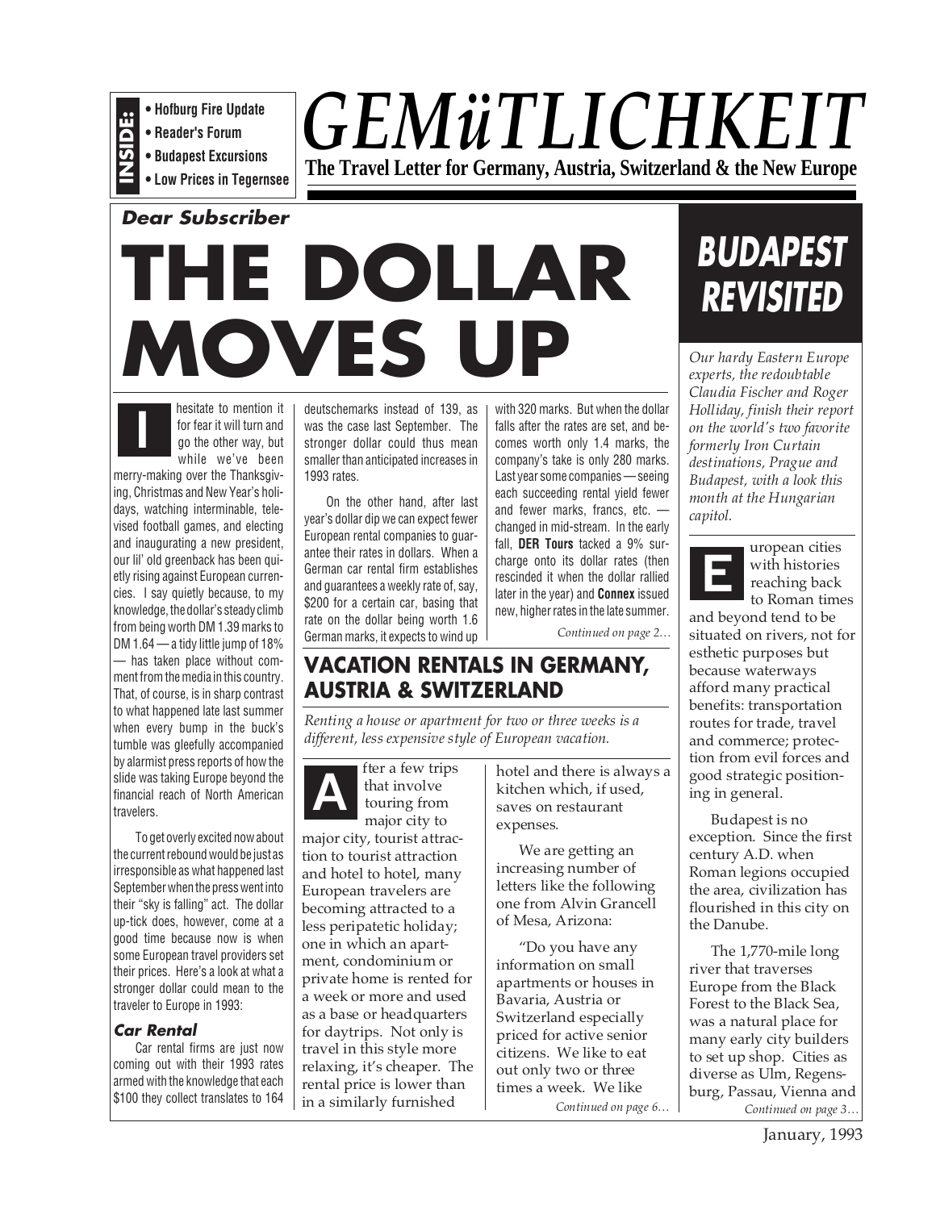**INSIDE:**
- Hofburg Fire Update
- Reader's Forum
- Budapest Excursions
- Low Prices in Tegernsee

# GEMüTLICHKEIT

**The Travel Letter for Germany, Austria, Switzerland & the New Europe**

***Dear Subscriber***

# THE DOLLAR MOVES UP

I hesitate to mention it for fear it will turn and go the other way, but while we've been merry-making over the Thanksgiving, Christmas and New Year's holidays, watching interminable, televised football games, and electing and inaugurating a new president, our lil' old greenback has been quietly rising against European currencies. I say quietly because, to my knowledge, the dollar's steady climb from being worth DM 1.39 marks to DM 1.64 — a tidy little jump of 18% — has taken place without comment from the media in this country. That, of course, is in sharp contrast to what happened late last summer when every bump in the buck's tumble was gleefully accompanied by alarmist press reports of how the slide was taking Europe beyond the financial reach of North American travelers.

To get overly excited now about the current rebound would be just as irresponsible as what happened last September when the press went into their "sky is falling" act. The dollar up-tick does, however, come at a good time because now is when some European travel providers set their prices. Here's a look at what a stronger dollar could mean to the traveler to Europe in 1993:

### *Car Rental*

Car rental firms are just now coming out with their 1993 rates armed with the knowledge that each $100 they collect translates to 164 deutschemarks instead of 139, as was the case last September. The stronger dollar could thus mean smaller than anticipated increases in 1993 rates.

On the other hand, after last year's dollar dip we can expect fewer European rental companies to guarantee their rates in dollars. When a German car rental firm establishes and guarantees a weekly rate of, say, $200 for a certain car, basing that rate on the dollar being worth 1.6 German marks, it expects to wind up with 320 marks. But when the dollar falls after the rates are set, and becomes worth only 1.4 marks, the company's take is only 280 marks. Last year some companies — seeing each succeeding rental yield fewer and fewer marks, francs, etc. — changed in mid-stream. In the early fall, **DER Tours** tacked a 9% surcharge onto its dollar rates (then rescinded it when the dollar rallied later in the year) and **Connex** issued new, higher rates in the late summer.

*Continued on page 2…*

## VACATION RENTALS IN GERMANY, AUSTRIA & SWITZERLAND

*Renting a house or apartment for two or three weeks is a different, less expensive style of European vacation.*

After a few trips that involve touring from major city to major city, tourist attraction to tourist attraction and hotel to hotel, many European travelers are becoming attracted to a less peripatetic holiday; one in which an apartment, condominium or private home is rented for a week or more and used as a base or headquarters for daytrips. Not only is travel in this style more relaxing, it's cheaper. The rental price is lower than in a similarly furnished hotel and there is always a kitchen which, if used, saves on restaurant expenses.

We are getting an increasing number of letters like the following one from Alvin Grancell of Mesa, Arizona:

"Do you have any information on small apartments or houses in Bavaria, Austria or Switzerland especially priced for active senior citizens. We like to eat out only two or three times a week. We like

*Continued on page 6…*

## BUDAPEST REVISITED

*Our hardy Eastern Europe experts, the redoubtable Claudia Fischer and Roger Holliday, finish their report on the world's two favorite formerly Iron Curtain destinations, Prague and Budapest, with a look this month at the Hungarian capitol.*

European cities with histories reaching back to Roman times and beyond tend to be situated on rivers, not for esthetic purposes but because waterways afford many practical benefits: transportation routes for trade, travel and commerce; protection from evil forces and good strategic positioning in general.

Budapest is no exception. Since the first century A.D. when Roman legions occupied the area, civilization has flourished in this city on the Danube.

The 1,770-mile long river that traverses Europe from the Black Forest to the Black Sea, was a natural place for many early city builders to set up shop. Cities as diverse as Ulm, Regensburg, Passau, Vienna and

*Continued on page 3…*

January, 1993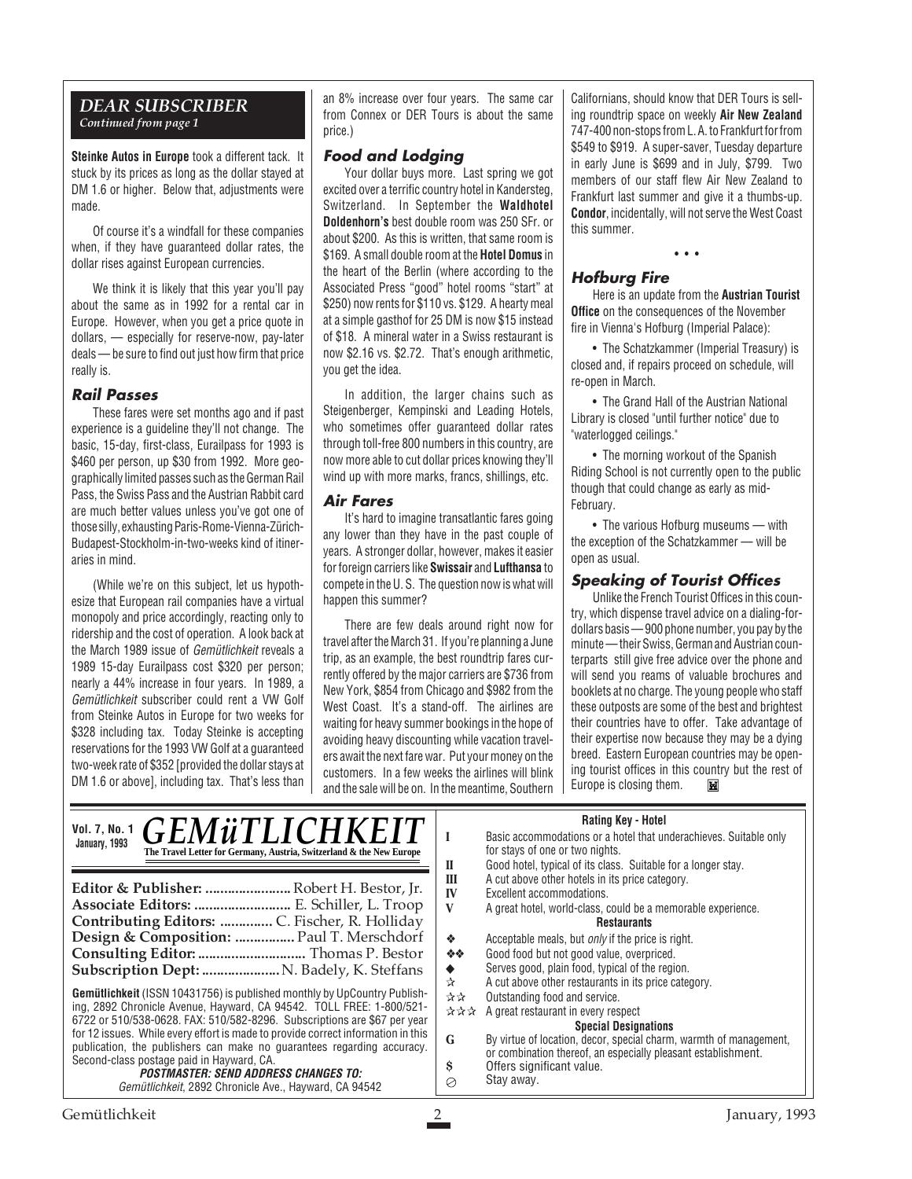## DEAR SUBSCRIBER

*Continued from page 1*

**Steinke Autos in Europe** took a different tack. It stuck by its prices as long as the dollar stayed at DM 1.6 or higher. Below that, adjustments were made.

Of course it's a windfall for these companies when, if they have guaranteed dollar rates, the dollar rises against European currencies.

We think it is likely that this year you'll pay about the same as in 1992 for a rental car in Europe. However, when you get a price quote in dollars, — especially for reserve-now, pay-later deals — be sure to find out just how firm that price really is.

### Rail Passes

These fares were set months ago and if past experience is a guideline they'll not change. The basic, 15-day, first-class, Eurailpass for 1993 is $460 per person, up $30 from 1992. More geographically limited passes such as the German Rail Pass, the Swiss Pass and the Austrian Rabbit card are much better values unless you've got one of those silly, exhausting Paris-Rome-Vienna-Zürich-Budapest-Stockholm-in-two-weeks kind of itineraries in mind.

(While we're on this subject, let us hypothesize that European rail companies have a virtual monopoly and price accordingly, reacting only to ridership and the cost of operation. A look back at the March 1989 issue of *Gemütlichkeit* reveals a 1989 15-day Eurailpass cost $320 per person; nearly a 44% increase in four years. In 1989, a *Gemütlichkeit* subscriber could rent a VW Golf from Steinke Autos in Europe for two weeks for $328 including tax. Today Steinke is accepting reservations for the 1993 VW Golf at a guaranteed two-week rate of $352 [provided the dollar stays at DM 1.6 or above], including tax. That's less than an 8% increase over four years. The same car from Connex or DER Tours is about the same price.)

### Food and Lodging

Your dollar buys more. Last spring we got excited over a terrific country hotel in Kandersteg, Switzerland. In September the **Waldhotel Doldenhorn's** best double room was 250 SFr. or about $200. As this is written, that same room is $169. A small double room at the **Hotel Domus** in the heart of the Berlin (where according to the Associated Press "good" hotel rooms "start" at $250) now rents for $110 vs. $129. A hearty meal at a simple gasthof for 25 DM is now $15 instead of $18. A mineral water in a Swiss restaurant is now $2.16 vs. $2.72. That's enough arithmetic, you get the idea.

In addition, the larger chains such as Steigenberger, Kempinski and Leading Hotels, who sometimes offer guaranteed dollar rates through toll-free 800 numbers in this country, are now more able to cut dollar prices knowing they'll wind up with more marks, francs, shillings, etc.

### Air Fares

It's hard to imagine transatlantic fares going any lower than they have in the past couple of years. A stronger dollar, however, makes it easier for foreign carriers like **Swissair** and **Lufthansa** to compete in the U. S. The question now is what will happen this summer?

There are few deals around right now for travel after the March 31. If you're planning a June trip, as an example, the best roundtrip fares currently offered by the major carriers are $736 from New York, $854 from Chicago and $982 from the West Coast. It's a stand-off. The airlines are waiting for heavy summer bookings in the hope of avoiding heavy discounting while vacation travelers await the next fare war. Put your money on the customers. In a few weeks the airlines will blink and the sale will be on. In the meantime, Southern Californians, should know that DER Tours is selling roundtrip space on weekly **Air New Zealand** 747-400 non-stops from L. A. to Frankfurt for from $549 to $919. A super-saver, Tuesday departure in early June is $699 and in July, $799. Two members of our staff flew Air New Zealand to Frankfurt last summer and give it a thumbs-up. **Condor**, incidentally, will not serve the West Coast this summer.

• • •

### Hofburg Fire

Here is an update from the **Austrian Tourist Office** on the consequences of the November fire in Vienna's Hofburg (Imperial Palace):

- The Schatzkammer (Imperial Treasury) is closed and, if repairs proceed on schedule, will re-open in March.
- The Grand Hall of the Austrian National Library is closed "until further notice" due to "waterlogged ceilings."
- The morning workout of the Spanish Riding School is not currently open to the public though that could change as early as mid-February.
- The various Hofburg museums — with the exception of the Schatzkammer — will be open as usual.

### Speaking of Tourist Offices

Unlike the French Tourist Offices in this country, which dispense travel advice on a dialing-for-dollars basis — 900 phone number, you pay by the minute — their Swiss, German and Austrian counterparts still give free advice over the phone and will send you reams of valuable brochures and booklets at no charge. The young people who staff these outposts are some of the best and brightest their countries have to offer. Take advantage of their expertise now because they may be a dying breed. Eastern European countries may be opening tourist offices in this country but the rest of Europe is closing them.

---

Vol. 7, No. 1 January, 1993

# GEMüTLICHKEIT

**The Travel Letter for Germany, Austria, Switzerland & the New Europe**

**Editor & Publisher:** Robert H. Bestor, Jr.
**Associate Editors:** E. Schiller, L. Troop
**Contributing Editors:** C. Fischer, R. Holliday
**Design & Composition:** Paul T. Merschdorf
**Consulting Editor:** Thomas P. Bestor
**Subscription Dept:** N. Badely, K. Steffans

**Gemütlichkeit** (ISSN 10431756) is published monthly by UpCountry Publishing, 2892 Chronicle Avenue, Hayward, CA 94542. TOLL FREE: 1-800/521-6722 or 510/538-0628. FAX: 510/582-8296. Subscriptions are $67 per year for 12 issues. While every effort is made to provide correct information in this publication, the publishers can make no guarantees regarding accuracy. Second-class postage paid in Hayward, CA.

***POSTMASTER: SEND ADDRESS CHANGES TO:***
*Gemütlichkeit*, 2892 Chronicle Ave., Hayward, CA 94542

**Rating Key - Hotel**

| | |
|---|---|
| I | Basic accommodations or a hotel that underachieves. Suitable only for stays of one or two nights. |
| II | Good hotel, typical of its class. Suitable for a longer stay. |
| III | A cut above other hotels in its price category. |
| IV | Excellent accommodations. |
| V | A great hotel, world-class, could be a memorable experience. |

**Restaurants**

| | |
|---|---|
| ❖ | Acceptable meals, but *only* if the price is right. |
| ❖❖ | Good food but not good value, overpriced. |
| ◆ | Serves good, plain food, typical of the region. |
| ☆ | A cut above other restaurants in its price category. |
| ☆☆ | Outstanding food and service. |
| ☆☆☆ | A great restaurant in every respect |

**Special Designations**

| | |
|---|---|
| G | By virtue of location, decor, special charm, warmth of management, or combination thereof, an especially pleasant establishment. |
| $ | Offers significant value. |
| ⊘ | Stay away. |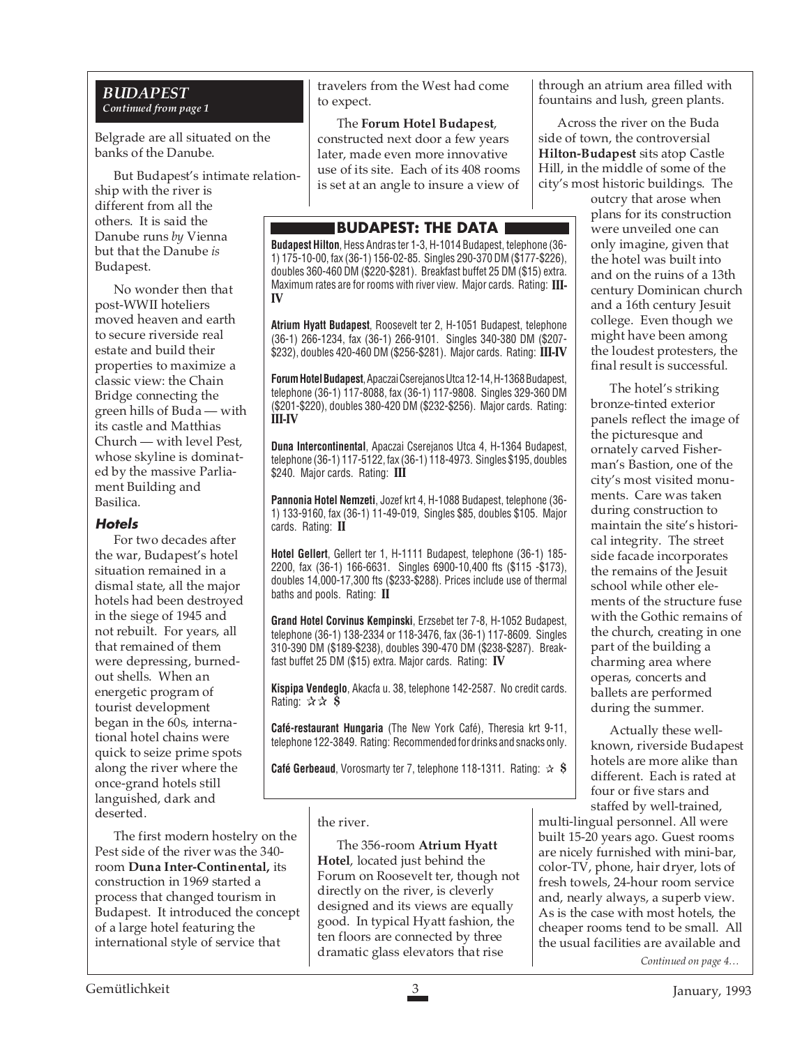## BUDAPEST
*Continued from page 1*

Belgrade are all situated on the banks of the Danube.

But Budapest's intimate relationship with the river is different from all the others. It is said the Danube runs *by* Vienna but that the Danube *is* Budapest.

No wonder then that post-WWII hoteliers moved heaven and earth to secure riverside real estate and build their properties to maximize a classic view: the Chain Bridge connecting the green hills of Buda — with its castle and Matthias Church — with level Pest, whose skyline is dominated by the massive Parliament Building and Basilica.

### Hotels

For two decades after the war, Budapest's hotel situation remained in a dismal state, all the major hotels had been destroyed in the siege of 1945 and not rebuilt. For years, all that remained of them were depressing, burned-out shells. When an energetic program of tourist development began in the 60s, international hotel chains were quick to seize prime spots along the river where the once-grand hotels still languished, dark and deserted.

The first modern hostelry on the Pest side of the river was the 340-room **Duna Inter-Continental,** its construction in 1969 started a process that changed tourism in Budapest. It introduced the concept of a large hotel featuring the international style of service that travelers from the West had come to expect.

The **Forum Hotel Budapest**, constructed next door a few years later, made even more innovative use of its site. Each of its 408 rooms is set at an angle to insure a view of the river.

The 356-room **Atrium Hyatt Hotel**, located just behind the Forum on Roosevelt ter, though not directly on the river, is cleverly designed and its views are equally good. In typical Hyatt fashion, the ten floors are connected by three dramatic glass elevators that rise through an atrium area filled with fountains and lush, green plants.

Across the river on the Buda side of town, the controversial **Hilton-Budapest** sits atop Castle Hill, in the middle of some of the city's most historic buildings. The outcry that arose when plans for its construction were unveiled one can only imagine, given that the hotel was built into and on the ruins of a 13th century Dominican church and a 16th century Jesuit college. Even though we might have been among the loudest protesters, the final result is successful.

The hotel's striking bronze-tinted exterior panels reflect the image of the picturesque and ornately carved Fisherman's Bastion, one of the city's most visited monuments. Care was taken during construction to maintain the site's historical integrity. The street side facade incorporates the remains of the Jesuit school while other elements of the structure fuse with the Gothic remains of the church, creating in one part of the building a charming area where operas, concerts and ballets are performed during the summer.

Actually these well-known, riverside Budapest hotels are more alike than different. Each is rated at four or five stars and staffed by well-trained, multi-lingual personnel. All were built 15-20 years ago. Guest rooms are nicely furnished with mini-bar, color-TV, phone, hair dryer, lots of fresh towels, 24-hour room service and, nearly always, a superb view. As is the case with most hotels, the cheaper rooms tend to be small. All the usual facilities are available and

*Continued on page 4…*

### BUDAPEST: THE DATA

**Budapest Hilton**, Hess Andras ter 1-3, H-1014 Budapest, telephone (36-1) 175-10-00, fax (36-1) 156-02-85. Singles 290-370 DM ($177-$226), doubles 360-460 DM ($220-$281). Breakfast buffet 25 DM ($15) extra. Maximum rates are for rooms with river view. Major cards. Rating: **III-IV**

**Atrium Hyatt Budapest**, Roosevelt ter 2, H-1051 Budapest, telephone (36-1) 266-1234, fax (36-1) 266-9101. Singles 340-380 DM ($207-$232), doubles 420-460 DM ($256-$281). Major cards. Rating: **III-IV**

**Forum Hotel Budapest**, Apaczai Cserejanos Utca 12-14, H-1368 Budapest, telephone (36-1) 117-8088, fax (36-1) 117-9808. Singles 329-360 DM ($201-$220), doubles 380-420 DM ($232-$256). Major cards. Rating: **III-IV**

**Duna Intercontinental**, Apaczai Cserejanos Utca 4, H-1364 Budapest, telephone (36-1) 117-5122, fax (36-1) 118-4973. Singles $195, doubles $240. Major cards. Rating: **III**

**Pannonia Hotel Nemzeti**, Jozef krt 4, H-1088 Budapest, telephone (36-1) 133-9160, fax (36-1) 11-49-019, Singles $85, doubles $105. Major cards. Rating: **II**

**Hotel Gellert**, Gellert ter 1, H-1111 Budapest, telephone (36-1) 185-2200, fax (36-1) 166-6631. Singles 6900-10,400 fts ($115 -$173), doubles 14,000-17,300 fts ($233-$288). Prices include use of thermal baths and pools. Rating: **II**

**Grand Hotel Corvinus Kempinski**, Erzsebet ter 7-8, H-1052 Budapest, telephone (36-1) 138-2334 or 118-3476, fax (36-1) 117-8609. Singles 310-390 DM ($189-$238), doubles 390-470 DM ($238-$287). Breakfast buffet 25 DM ($15) extra. Major cards. Rating: **IV**

**Kispipa Vendeglo**, Akacfa u. 38, telephone 142-2587. No credit cards. Rating: ☆☆ **$**

**Café-restaurant Hungaria** (The New York Café), Theresia krt 9-11, telephone 122-3849. Rating: Recommended for drinks and snacks only.

**Café Gerbeaud**, Vorosmarty ter 7, telephone 118-1311. Rating: ☆ **$**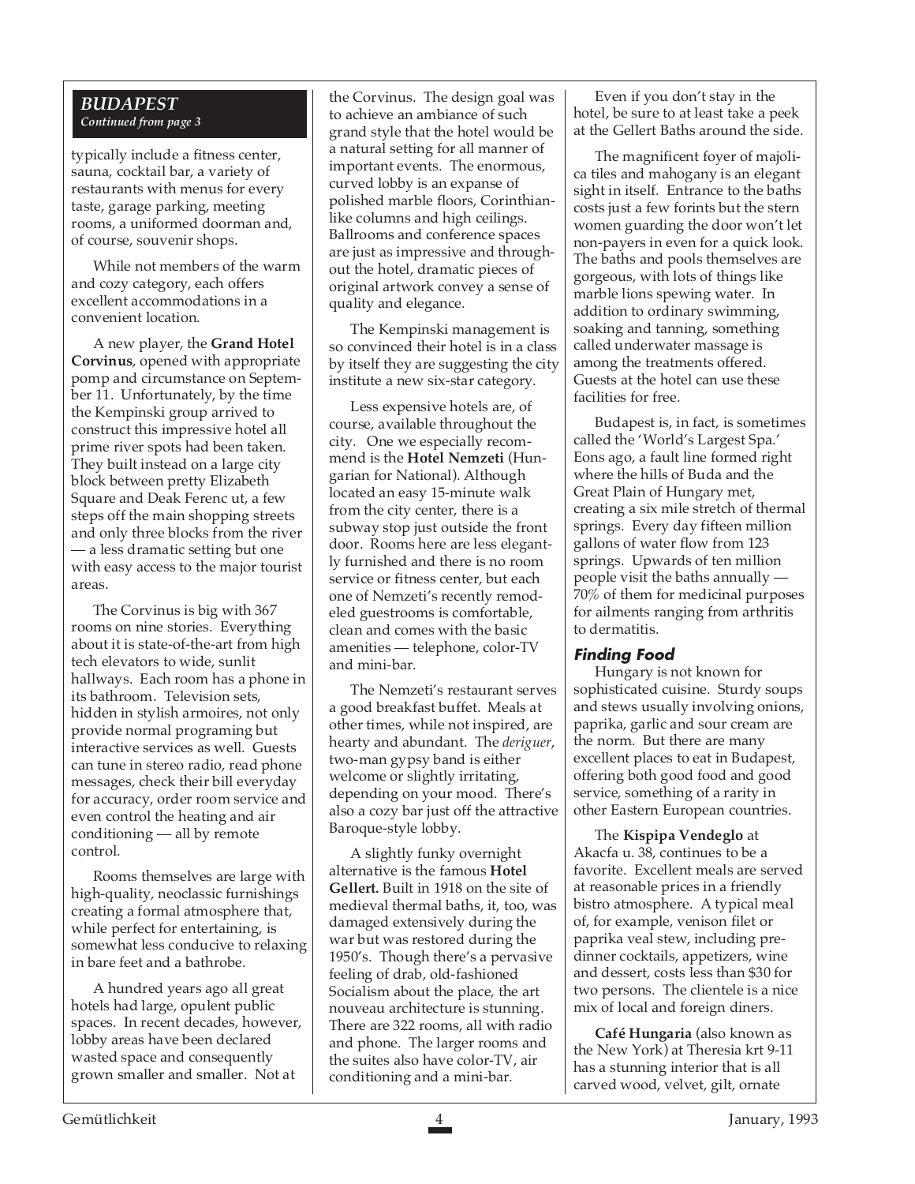***BUDAPEST***
*Continued from page 3*

typically include a fitness center, sauna, cocktail bar, a variety of restaurants with menus for every taste, garage parking, meeting rooms, a uniformed doorman and, of course, souvenir shops.

While not members of the warm and cozy category, each offers excellent accommodations in a convenient location.

A new player, the **Grand Hotel Corvinus**, opened with appropriate pomp and circumstance on September 11. Unfortunately, by the time the Kempinski group arrived to construct this impressive hotel all prime river spots had been taken. They built instead on a large city block between pretty Elizabeth Square and Deak Ferenc ut, a few steps off the main shopping streets and only three blocks from the river — a less dramatic setting but one with easy access to the major tourist areas.

The Corvinus is big with 367 rooms on nine stories. Everything about it is state-of-the-art from high tech elevators to wide, sunlit hallways. Each room has a phone in its bathroom. Television sets, hidden in stylish armoires, not only provide normal programing but interactive services as well. Guests can tune in stereo radio, read phone messages, check their bill everyday for accuracy, order room service and even control the heating and air conditioning — all by remote control.

Rooms themselves are large with high-quality, neoclassic furnishings creating a formal atmosphere that, while perfect for entertaining, is somewhat less conducive to relaxing in bare feet and a bathrobe.

A hundred years ago all great hotels had large, opulent public spaces. In recent decades, however, lobby areas have been declared wasted space and consequently grown smaller and smaller. Not at the Corvinus. The design goal was to achieve an ambiance of such grand style that the hotel would be a natural setting for all manner of important events. The enormous, curved lobby is an expanse of polished marble floors, Corinthian-like columns and high ceilings. Ballrooms and conference spaces are just as impressive and throughout the hotel, dramatic pieces of original artwork convey a sense of quality and elegance.

The Kempinski management is so convinced their hotel is in a class by itself they are suggesting the city institute a new six-star category.

Less expensive hotels are, of course, available throughout the city. One we especially recommend is the **Hotel Nemzeti** (Hungarian for National). Although located an easy 15-minute walk from the city center, there is a subway stop just outside the front door. Rooms here are less elegantly furnished and there is no room service or fitness center, but each one of Nemzeti's recently remodeled guestrooms is comfortable, clean and comes with the basic amenities — telephone, color-TV and mini-bar.

The Nemzeti's restaurant serves a good breakfast buffet. Meals at other times, while not inspired, are hearty and abundant. The *deriguer*, two-man gypsy band is either welcome or slightly irritating, depending on your mood. There's also a cozy bar just off the attractive Baroque-style lobby.

A slightly funky overnight alternative is the famous **Hotel Gellert.** Built in 1918 on the site of medieval thermal baths, it, too, was damaged extensively during the war but was restored during the 1950's. Though there's a pervasive feeling of drab, old-fashioned Socialism about the place, the art nouveau architecture is stunning. There are 322 rooms, all with radio and phone. The larger rooms and the suites also have color-TV, air conditioning and a mini-bar.

Even if you don't stay in the hotel, be sure to at least take a peek at the Gellert Baths around the side.

The magnificent foyer of majolica tiles and mahogany is an elegant sight in itself. Entrance to the baths costs just a few forints but the stern women guarding the door won't let non-payers in even for a quick look. The baths and pools themselves are gorgeous, with lots of things like marble lions spewing water. In addition to ordinary swimming, soaking and tanning, something called underwater massage is among the treatments offered. Guests at the hotel can use these facilities for free.

Budapest is, in fact, is sometimes called the 'World's Largest Spa.' Eons ago, a fault line formed right where the hills of Buda and the Great Plain of Hungary met, creating a six mile stretch of thermal springs. Every day fifteen million gallons of water flow from 123 springs. Upwards of ten million people visit the baths annually — 70% of them for medicinal purposes for ailments ranging from arthritis to dermatitis.

### *Finding Food*

Hungary is not known for sophisticated cuisine. Sturdy soups and stews usually involving onions, paprika, garlic and sour cream are the norm. But there are many excellent places to eat in Budapest, offering both good food and good service, something of a rarity in other Eastern European countries.

The **Kispipa Vendeglo** at Akacfa u. 38, continues to be a favorite. Excellent meals are served at reasonable prices in a friendly bistro atmosphere. A typical meal of, for example, venison filet or paprika veal stew, including pre-dinner cocktails, appetizers, wine and dessert, costs less than $30 for two persons. The clientele is a nice mix of local and foreign diners.

**Café Hungaria** (also known as the New York) at Theresia krt 9-11 has a stunning interior that is all carved wood, velvet, gilt, ornate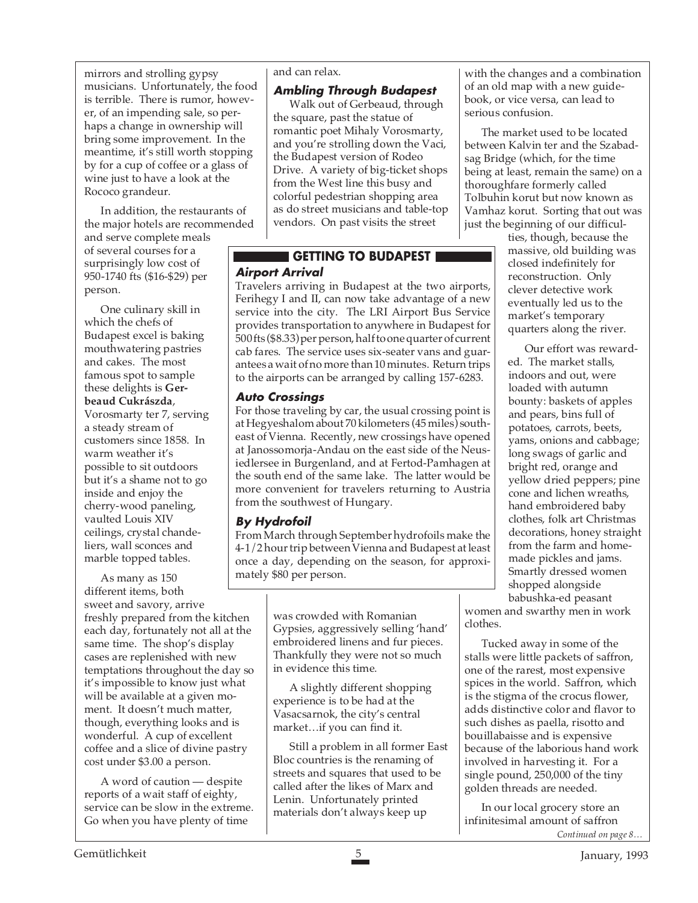mirrors and strolling gypsy musicians. Unfortunately, the food is terrible. There is rumor, however, of an impending sale, so perhaps a change in ownership will bring some improvement. In the meantime, it's still worth stopping by for a cup of coffee or a glass of wine just to have a look at the Rococo grandeur.

In addition, the restaurants of the major hotels are recommended and serve complete meals of several courses for a surprisingly low cost of 950-1740 fts ($16-$29) per person.

One culinary skill in which the chefs of Budapest excel is baking mouthwatering pastries and cakes. The most famous spot to sample these delights is **Gerbeaud Cukrászda**, Vorosmarty ter 7, serving a steady stream of customers since 1858. In warm weather it's possible to sit outdoors but it's a shame not to go inside and enjoy the cherry-wood paneling, vaulted Louis XIV ceilings, crystal chandeliers, wall sconces and marble topped tables.

As many as 150 different items, both sweet and savory, arrive freshly prepared from the kitchen each day, fortunately not all at the same time. The shop's display cases are replenished with new temptations throughout the day so it's impossible to know just what will be available at a given moment. It doesn't much matter, though, everything looks and is wonderful. A cup of excellent coffee and a slice of divine pastry cost under $3.00 a person.

A word of caution — despite reports of a wait staff of eighty, service can be slow in the extreme. Go when you have plenty of time and can relax.

### Ambling Through Budapest

Walk out of Gerbeaud, through the square, past the statue of romantic poet Mihaly Vorosmarty, and you're strolling down the Vaci, the Budapest version of Rodeo Drive. A variety of big-ticket shops from the West line this busy and colorful pedestrian shopping area as do street musicians and table-top vendors. On past visits the street was crowded with Romanian Gypsies, aggressively selling 'hand' embroidered linens and fur pieces. Thankfully they were not so much in evidence this time.

A slightly different shopping experience is to be had at the Vasacsarnok, the city's central market…if you can find it.

Still a problem in all former East Bloc countries is the renaming of streets and squares that used to be called after the likes of Marx and Lenin. Unfortunately printed materials don't always keep up with the changes and a combination of an old map with a new guidebook, or vice versa, can lead to serious confusion.

The market used to be located between Kalvin ter and the Szabadsag Bridge (which, for the time being at least, remain the same) on a thoroughfare formerly called Tolbuhin korut but now known as Vamhaz korut. Sorting that out was just the beginning of our difficulties, though, because the massive, old building was closed indefinitely for reconstruction. Only clever detective work eventually led us to the market's temporary quarters along the river.

Our effort was rewarded. The market stalls, indoors and out, were loaded with autumn bounty: baskets of apples and pears, bins full of potatoes, carrots, beets, yams, onions and cabbage; long swags of garlic and bright red, orange and yellow dried peppers; pine cone and lichen wreaths, hand embroidered baby clothes, folk art Christmas decorations, honey straight from the farm and homemade pickles and jams. Smartly dressed women shopped alongside babushka-ed peasant women and swarthy men in work clothes.

Tucked away in some of the stalls were little packets of saffron, one of the rarest, most expensive spices in the world. Saffron, which is the stigma of the crocus flower, adds distinctive color and flavor to such dishes as paella, risotto and bouillabaisse and is expensive because of the laborious hand work involved in harvesting it. For a single pound, 250,000 of the tiny golden threads are needed.

In our local grocery store an infinitesimal amount of saffron

*Continued on page 8…*

## GETTING TO BUDAPEST

### Airport Arrival

Travelers arriving in Budapest at the two airports, Ferihegy I and II, can now take advantage of a new service into the city. The LRI Airport Bus Service provides transportation to anywhere in Budapest for 500 fts ($8.33) per person, half to one quarter of current cab fares. The service uses six-seater vans and guarantees a wait of no more than 10 minutes. Return trips to the airports can be arranged by calling 157-6283.

### Auto Crossings

For those traveling by car, the usual crossing point is at Hegyeshalom about 70 kilometers (45 miles) southeast of Vienna. Recently, new crossings have opened at Janossomorja-Andau on the east side of the Neusiedlersee in Burgenland, and at Fertod-Pamhagen at the south end of the same lake. The latter would be more convenient for travelers returning to Austria from the southwest of Hungary.

### By Hydrofoil

From March through September hydrofoils make the 4-1/2 hour trip between Vienna and Budapest at least once a day, depending on the season, for approximately $80 per person.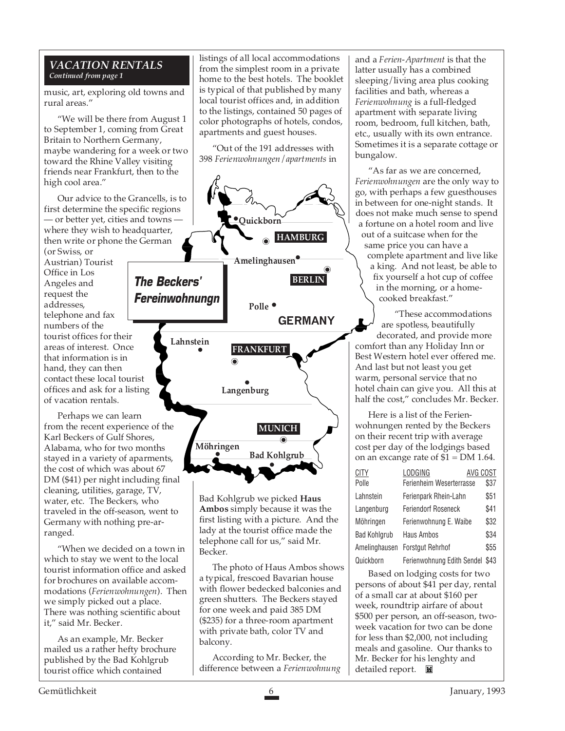## VACATION RENTALS
*Continued from page 1*

music, art, exploring old towns and rural areas."

"We will be there from August 1 to September 1, coming from Great Britain to Northern Germany, maybe wandering for a week or two toward the Rhine Valley visiting friends near Frankfurt, then to the high cool area."

Our advice to the Grancells, is to first determine the specific regions — or better yet, cities and towns — where they wish to headquarter, then write or phone the German (or Swiss, or Austrian) Tourist Office in Los Angeles and request the addresses, telephone and fax numbers of the tourist offices for their areas of interest. Once that information is in hand, they can then contact these local tourist offices and ask for a listing of vacation rentals.

Perhaps we can learn from the recent experience of the Karl Beckers of Gulf Shores, Alabama, who for two months stayed in a variety of aparments, the cost of which was about 67 DM ($41) per night including final cleaning, utilities, garage, TV, water, etc. The Beckers, who traveled in the off-season, went to Germany with nothing pre-arranged.

"When we decided on a town in which to stay we went to the local tourist information office and asked for brochures on available accommodations (*Ferienwohnungen*). Then we simply picked out a place. There was nothing scientific about it," said Mr. Becker.

As an example, Mr. Becker mailed us a rather hefty brochure published by the Bad Kohlgrub tourist office which contained listings of all local accommodations from the simplest room in a private home to the best hotels. The booklet is typical of that published by many local tourist offices and, in addition to the listings, contained 50 pages of color photographs of hotels, condos, apartments and guest houses.

"Out of the 191 addresses with 398 *Ferienwohnungen/apartments* in Bad Kohlgrub we picked **Haus Ambos** simply because it was the first listing with a picture. And the lady at the tourist office made the telephone call for us," said Mr. Becker.

**The Beckers' Fereinwohnungn**

Map labels: Quickborn, HAMBURG, Amelinghausen, BERLIN, Polle, GERMANY, Lahnstein, FRANKFURT, Langenburg, MUNICH, Möhringen, Bad Kohlgrub

The photo of Haus Ambos shows a typical, frescoed Bavarian house with flower bedecked balconies and green shutters. The Beckers stayed for one week and paid 385 DM ($235) for a three-room apartment with private bath, color TV and balcony.

According to Mr. Becker, the difference between a *Ferienwohnung* and a *Ferien-Apartment* is that the latter usually has a combined sleeping/living area plus cooking facilities and bath, whereas a *Ferienwohnung* is a full-fledged apartment with separate living room, bedroom, full kitchen, bath, etc., usually with its own entrance. Sometimes it is a separate cottage or bungalow.

"As far as we are concerned, *Ferienwohnungen* are the only way to go, with perhaps a few guesthouses in between for one-night stands. It does not make much sense to spend a fortune on a hotel room and live out of a suitcase when for the same price you can have a complete apartment and live like a king. And not least, be able to fix yourself a hot cup of coffee in the morning, or a home-cooked breakfast."

"These accommodations are spotless, beautifully decorated, and provide more comfort than any Holiday Inn or Best Western hotel ever offered me. And last but not least you get warm, personal service that no hotel chain can give you. All this at half the cost," concludes Mr. Becker.

Here is a list of the Ferienwohnungen rented by the Beckers on their recent trip with average cost per day of the lodgings based on an excange rate of $1 = DM 1.64.

| CITY | LODGING | AVG COST |
|---|---|---|
| Polle | Ferienheim Weserterrasse | $37 |
| Lahnstein | Ferienpark Rhein-Lahn | $51 |
| Langenburg | Feriendorf Roseneck | $41 |
| Möhringen | Ferienwohnung E. Waibe | $32 |
| Bad Kohlgrub | Haus Ambos | $34 |
| Amelinghausen | Forstgut Rehrhof | $55 |
| Quickborn | Ferienwohnung Edith Sendel | $43 |

Based on lodging costs for two persons of about $41 per day, rental of a small car at about $160 per week, roundtrip airfare of about $500 per person, an off-season, two-week vacation for two can be done for less than $2,000, not including meals and gasoline. Our thanks to Mr. Becker for his lenghty and detailed report.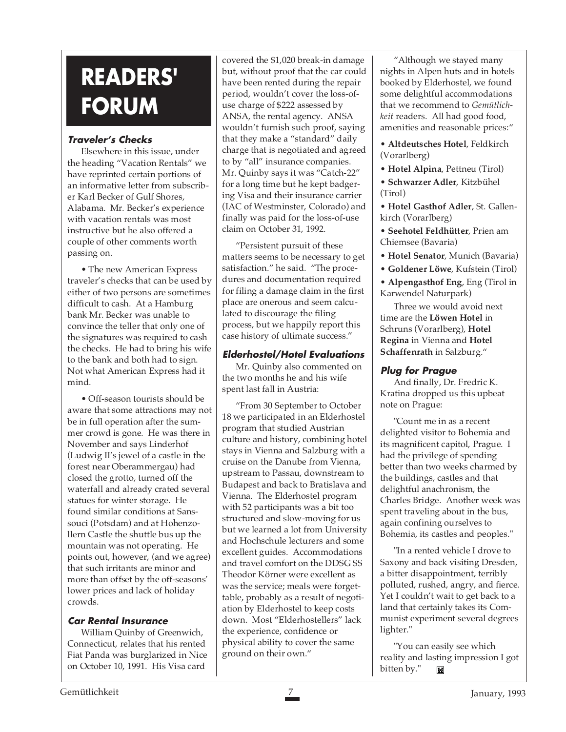# READERS' FORUM

### *Traveler's Checks*

Elsewhere in this issue, under the heading "Vacation Rentals" we have reprinted certain portions of an informative letter from subscriber Karl Becker of Gulf Shores, Alabama. Mr. Becker's experience with vacation rentals was most instructive but he also offered a couple of other comments worth passing on.

• The new American Express traveler's checks that can be used by either of two persons are sometimes difficult to cash. At a Hamburg bank Mr. Becker was unable to convince the teller that only one of the signatures was required to cash the checks. He had to bring his wife to the bank and both had to sign. Not what American Express had it mind.

• Off-season tourists should be aware that some attractions may not be in full operation after the summer crowd is gone. He was there in November and says Linderhof (Ludwig II's jewel of a castle in the forest near Oberammergau) had closed the grotto, turned off the waterfall and already crated several statues for winter storage. He found similar conditions at Sanssouci (Potsdam) and at Hohenzollern Castle the shuttle bus up the mountain was not operating. He points out, however, (and we agree) that such irritants are minor and more than offset by the off-seasons' lower prices and lack of holiday crowds.

### *Car Rental Insurance*

William Quinby of Greenwich, Connecticut, relates that his rented Fiat Panda was burglarized in Nice on October 10, 1991. His Visa card covered the $1,020 break-in damage but, without proof that the car could have been rented during the repair period, wouldn't cover the loss-of-use charge of $222 assessed by ANSA, the rental agency. ANSA wouldn't furnish such proof, saying that they make a "standard" daily charge that is negotiated and agreed to by "all" insurance companies. Mr. Quinby says it was "Catch-22" for a long time but he kept badgering Visa and their insurance carrier (IAC of Westminster, Colorado) and finally was paid for the loss-of-use claim on October 31, 1992.

"Persistent pursuit of these matters seems to be necessary to get satisfaction." he said. "The procedures and documentation required for filing a damage claim in the first place are onerous and seem calculated to discourage the filing process, but we happily report this case history of ultimate success."

### *Elderhostel/Hotel Evaluations*

Mr. Quinby also commented on the two months he and his wife spent last fall in Austria:

"From 30 September to October 18 we participated in an Elderhostel program that studied Austrian culture and history, combining hotel stays in Vienna and Salzburg with a cruise on the Danube from Vienna, upstream to Passau, downstream to Budapest and back to Bratislava and Vienna. The Elderhostel program with 52 participants was a bit too structured and slow-moving for us but we learned a lot from University and Hochschule lecturers and some excellent guides. Accommodations and travel comfort on the DDSG SS Theodor Körner were excellent as was the service; meals were forgettable, probably as a result of negotiation by Elderhostel to keep costs down. Most "Elderhostellers" lack the experience, confidence or physical ability to cover the same ground on their own."

"Although we stayed many nights in Alpen huts and in hotels booked by Elderhostel, we found some delightful accommodations that we recommend to *Gemütlichkeit* readers. All had good food, amenities and reasonable prices:"

- **Altdeutsches Hotel**, Feldkirch (Vorarlberg)
- **Hotel Alpina**, Pettneu (Tirol)
- **Schwarzer Adler**, Kitzbühel (Tirol)
- **Hotel Gasthof Adler**, St. Gallenkirch (Vorarlberg)
- **Seehotel Feldhütter**, Prien am Chiemsee (Bavaria)
- **Hotel Senator**, Munich (Bavaria)
- **Goldener Löwe**, Kufstein (Tirol)
- **Alpengasthof Eng**, Eng (Tirol in Karwendel Naturpark)

Three we would avoid next time are the **Löwen Hotel** in Schruns (Vorarlberg), **Hotel Regina** in Vienna and **Hotel Schaffenrath** in Salzburg."

### *Plug for Prague*

And finally, Dr. Fredric K. Kratina dropped us this upbeat note on Prague:

"Count me in as a recent delighted visitor to Bohemia and its magnificent capitol, Prague. I had the privilege of spending better than two weeks charmed by the buildings, castles and that delightful anachronism, the Charles Bridge. Another week was spent traveling about in the bus, again confining ourselves to Bohemia, its castles and peoples."

"In a rented vehicle I drove to Saxony and back visiting Dresden, a bitter disappointment, terribly polluted, rushed, angry, and fierce. Yet I couldn't wait to get back to a land that certainly takes its Communist experiment several degrees lighter."

"You can easily see which reality and lasting impression I got bitten by."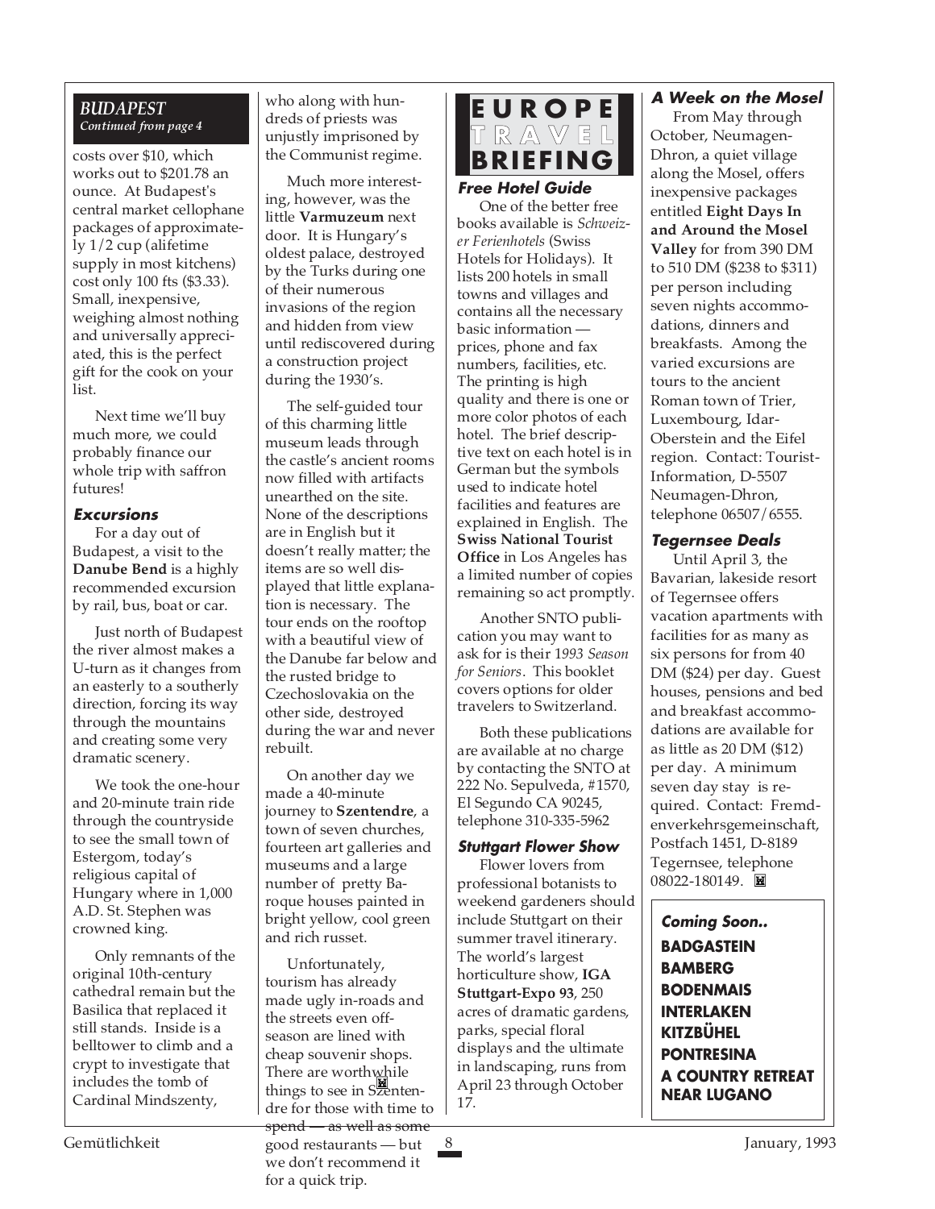*BUDAPEST*
*Continued from page 4*

costs over $10, which works out to $201.78 an ounce. At Budapest's central market cellophane packages of approximately 1/2 cup (alifetime supply in most kitchens) cost only 100 fts ($3.33). Small, inexpensive, weighing almost nothing and universally appreciated, this is the perfect gift for the cook on your list.

Next time we'll buy much more, we could probably finance our whole trip with saffron futures!

### Excursions

For a day out of Budapest, a visit to the **Danube Bend** is a highly recommended excursion by rail, bus, boat or car.

Just north of Budapest the river almost makes a U-turn as it changes from an easterly to a southerly direction, forcing its way through the mountains and creating some very dramatic scenery.

We took the one-hour and 20-minute train ride through the countryside to see the small town of Estergom, today's religious capital of Hungary where in 1,000 A.D. St. Stephen was crowned king.

Only remnants of the original 10th-century cathedral remain but the Basilica that replaced it still stands. Inside is a belltower to climb and a crypt to investigate that includes the tomb of Cardinal Mindszenty, who along with hundreds of priests was unjustly imprisoned by the Communist regime.

Much more interesting, however, was the little **Varmuzeum** next door. It is Hungary's oldest palace, destroyed by the Turks during one of their numerous invasions of the region and hidden from view until rediscovered during a construction project during the 1930's.

The self-guided tour of this charming little museum leads through the castle's ancient rooms now filled with artifacts unearthed on the site. None of the descriptions are in English but it doesn't really matter; the items are so well displayed that little explanation is necessary. The tour ends on the rooftop with a beautiful view of the Danube far below and the rusted bridge to Czechoslovakia on the other side, destroyed during the war and never rebuilt.

On another day we made a 40-minute journey to **Szentendre**, a town of seven churches, fourteen art galleries and museums and a large number of pretty Baroque houses painted in bright yellow, cool green and rich russet.

Unfortunately, tourism has already made ugly in-roads and the streets even off-season are lined with cheap souvenir shops. There are worthwhile things to see in Szentendre for those with time to spend — as well as some good restaurants — but we don't recommend it for a quick trip.

# EUROPE TRAVEL BRIEFING

### Free Hotel Guide

One of the better free books available is *Schweizer Ferienhotels* (Swiss Hotels for Holidays). It lists 200 hotels in small towns and villages and contains all the necessary basic information — prices, phone and fax numbers, facilities, etc. The printing is high quality and there is one or more color photos of each hotel. The brief descriptive text on each hotel is in German but the symbols used to indicate hotel facilities and features are explained in English. The **Swiss National Tourist Office** in Los Angeles has a limited number of copies remaining so act promptly.

Another SNTO publication you may want to ask for is their *1993 Season for Seniors*. This booklet covers options for older travelers to Switzerland.

Both these publications are available at no charge by contacting the SNTO at 222 No. Sepulveda, #1570, El Segundo CA 90245, telephone 310-335-5962

### Stuttgart Flower Show

Flower lovers from professional botanists to weekend gardeners should include Stuttgart on their summer travel itinerary. The world's largest horticulture show, **IGA Stuttgart-Expo 93**, 250 acres of dramatic gardens, parks, special floral displays and the ultimate in landscaping, runs from April 23 through October 17.

### A Week on the Mosel

From May through October, Neumagen-Dhron, a quiet village along the Mosel, offers inexpensive packages entitled **Eight Days In and Around the Mosel Valley** for from 390 DM to 510 DM ($238 to $311) per person including seven nights accommodations, dinners and breakfasts. Among the varied excursions are tours to the ancient Roman town of Trier, Luxembourg, Idar-Oberstein and the Eifel region. Contact: Tourist-Information, D-5507 Neumagen-Dhron, telephone 06507/6555.

### Tegernsee Deals

Until April 3, the Bavarian, lakeside resort of Tegernsee offers vacation apartments with facilities for as many as six persons for from 40 DM ($24) per day. Guest houses, pensions and bed and breakfast accommodations are available for as little as 20 DM ($12) per day. A minimum seven day stay is required. Contact: Fremdenverkehrsgemeinschaft, Postfach 1451, D-8189 Tegernsee, telephone 08022-180149.

### Coming Soon..

**BADGASTEIN**
**BAMBERG**
**BODENMAIS**
**INTERLAKEN**
**KITZBÜHEL**
**PONTRESINA**
**A COUNTRY RETREAT NEAR LUGANO**